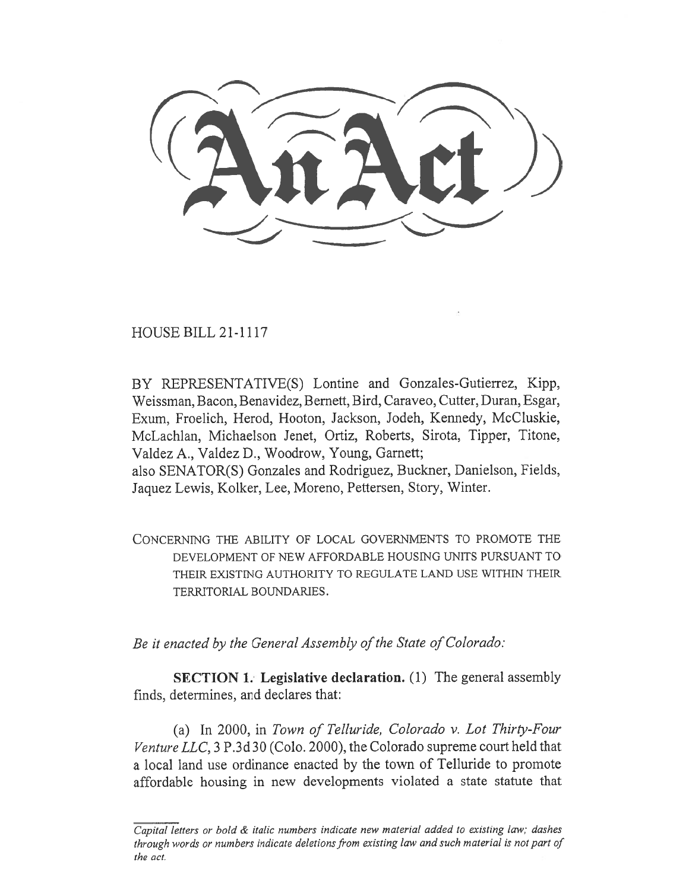# An Act

HOUSE BILL 21-1117

BY REPRESENTATIVE(S) Lontine and Gonzales-Gutierrez, Kipp, Weissman, Bacon, Benavidez, Bernett, Bird, Caraveo, Cutter, Duran, Esgar, Exum, Froelich, Herod, Hooton, Jackson, Jodeh, Kennedy, McCluskie, McLachlan, Michaelson Jenet, Ortiz, Roberts, Sirota, Tipper, Titone, Valdez A., Valdez D., Woodrow, Young, Garnett;
also SENATOR(S) Gonzales and Rodriguez, Buckner, Danielson, Fields, Jaquez Lewis, Kolker, Lee, Moreno, Pettersen, Story, Winter.

CONCERNING THE ABILITY OF LOCAL GOVERNMENTS TO PROMOTE THE DEVELOPMENT OF NEW AFFORDABLE HOUSING UNITS PURSUANT TO THEIR EXISTING AUTHORITY TO REGULATE LAND USE WITHIN THEIR TERRITORIAL BOUNDARIES.

*Be it enacted by the General Assembly of the State of Colorado:*

**SECTION 1. Legislative declaration.** (1) The general assembly finds, determines, and declares that:

(a) In 2000, in *Town of Telluride, Colorado v. Lot Thirty-Four Venture LLC*, 3 P.3d 30 (Colo. 2000), the Colorado supreme court held that a local land use ordinance enacted by the town of Telluride to promote affordable housing in new developments violated a state statute that

*Capital letters or bold & italic numbers indicate new material added to existing law; dashes through words or numbers indicate deletions from existing law and such material is not part of the act.*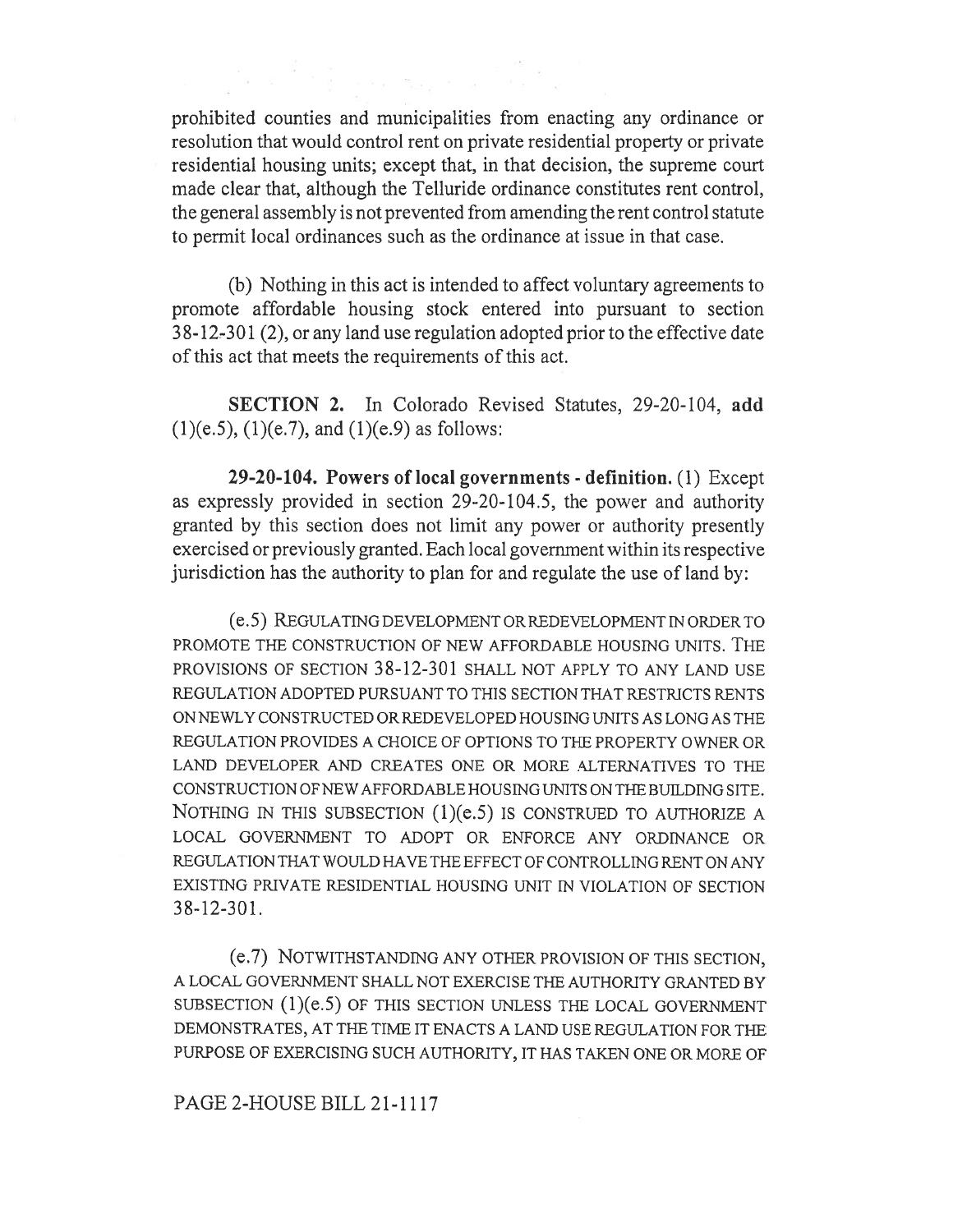prohibited counties and municipalities from enacting any ordinance or resolution that would control rent on private residential property or private residential housing units; except that, in that decision, the supreme court made clear that, although the Telluride ordinance constitutes rent control, the general assembly is not prevented from amending the rent control statute to permit local ordinances such as the ordinance at issue in that case.

(b) Nothing in this act is intended to affect voluntary agreements to promote affordable housing stock entered into pursuant to section 38-12-301 (2), or any land use regulation adopted prior to the effective date of this act that meets the requirements of this act.

**SECTION 2.** In Colorado Revised Statutes, 29-20-104, **add** (1)(e.5), (1)(e.7), and (1)(e.9) as follows:

**29-20-104. Powers of local governments - definition.** (1) Except as expressly provided in section 29-20-104.5, the power and authority granted by this section does not limit any power or authority presently exercised or previously granted. Each local government within its respective jurisdiction has the authority to plan for and regulate the use of land by:

(e.5) REGULATING DEVELOPMENT OR REDEVELOPMENT IN ORDER TO PROMOTE THE CONSTRUCTION OF NEW AFFORDABLE HOUSING UNITS. THE PROVISIONS OF SECTION 38-12-301 SHALL NOT APPLY TO ANY LAND USE REGULATION ADOPTED PURSUANT TO THIS SECTION THAT RESTRICTS RENTS ON NEWLY CONSTRUCTED OR REDEVELOPED HOUSING UNITS AS LONG AS THE REGULATION PROVIDES A CHOICE OF OPTIONS TO THE PROPERTY OWNER OR LAND DEVELOPER AND CREATES ONE OR MORE ALTERNATIVES TO THE CONSTRUCTION OF NEW AFFORDABLE HOUSING UNITS ON THE BUILDING SITE. NOTHING IN THIS SUBSECTION (1)(e.5) IS CONSTRUED TO AUTHORIZE A LOCAL GOVERNMENT TO ADOPT OR ENFORCE ANY ORDINANCE OR REGULATION THAT WOULD HAVE THE EFFECT OF CONTROLLING RENT ON ANY EXISTING PRIVATE RESIDENTIAL HOUSING UNIT IN VIOLATION OF SECTION 38-12-301.

(e.7) NOTWITHSTANDING ANY OTHER PROVISION OF THIS SECTION, A LOCAL GOVERNMENT SHALL NOT EXERCISE THE AUTHORITY GRANTED BY SUBSECTION (1)(e.5) OF THIS SECTION UNLESS THE LOCAL GOVERNMENT DEMONSTRATES, AT THE TIME IT ENACTS A LAND USE REGULATION FOR THE PURPOSE OF EXERCISING SUCH AUTHORITY, IT HAS TAKEN ONE OR MORE OF

PAGE 2-HOUSE BILL 21-1117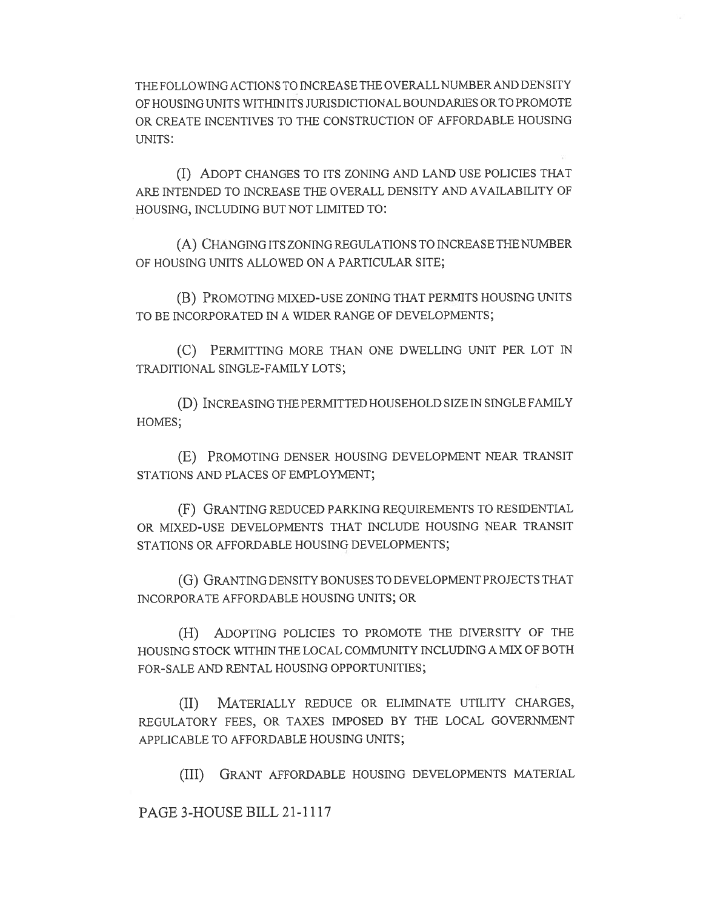THE FOLLOWING ACTIONS TO INCREASE THE OVERALL NUMBER AND DENSITY OF HOUSING UNITS WITHIN ITS JURISDICTIONAL BOUNDARIES OR TO PROMOTE OR CREATE INCENTIVES TO THE CONSTRUCTION OF AFFORDABLE HOUSING UNITS:

(I) ADOPT CHANGES TO ITS ZONING AND LAND USE POLICIES THAT ARE INTENDED TO INCREASE THE OVERALL DENSITY AND AVAILABILITY OF HOUSING, INCLUDING BUT NOT LIMITED TO:

(A) CHANGING ITS ZONING REGULATIONS TO INCREASE THE NUMBER OF HOUSING UNITS ALLOWED ON A PARTICULAR SITE;

(B) PROMOTING MIXED-USE ZONING THAT PERMITS HOUSING UNITS TO BE INCORPORATED IN A WIDER RANGE OF DEVELOPMENTS;

(C) PERMITTING MORE THAN ONE DWELLING UNIT PER LOT IN TRADITIONAL SINGLE-FAMILY LOTS;

(D) INCREASING THE PERMITTED HOUSEHOLD SIZE IN SINGLE FAMILY HOMES;

(E) PROMOTING DENSER HOUSING DEVELOPMENT NEAR TRANSIT STATIONS AND PLACES OF EMPLOYMENT;

(F) GRANTING REDUCED PARKING REQUIREMENTS TO RESIDENTIAL OR MIXED-USE DEVELOPMENTS THAT INCLUDE HOUSING NEAR TRANSIT STATIONS OR AFFORDABLE HOUSING DEVELOPMENTS;

(G) GRANTING DENSITY BONUSES TO DEVELOPMENT PROJECTS THAT INCORPORATE AFFORDABLE HOUSING UNITS; OR

(H) ADOPTING POLICIES TO PROMOTE THE DIVERSITY OF THE HOUSING STOCK WITHIN THE LOCAL COMMUNITY INCLUDING A MIX OF BOTH FOR-SALE AND RENTAL HOUSING OPPORTUNITIES;

(II) MATERIALLY REDUCE OR ELIMINATE UTILITY CHARGES, REGULATORY FEES, OR TAXES IMPOSED BY THE LOCAL GOVERNMENT APPLICABLE TO AFFORDABLE HOUSING UNITS;

(III) GRANT AFFORDABLE HOUSING DEVELOPMENTS MATERIAL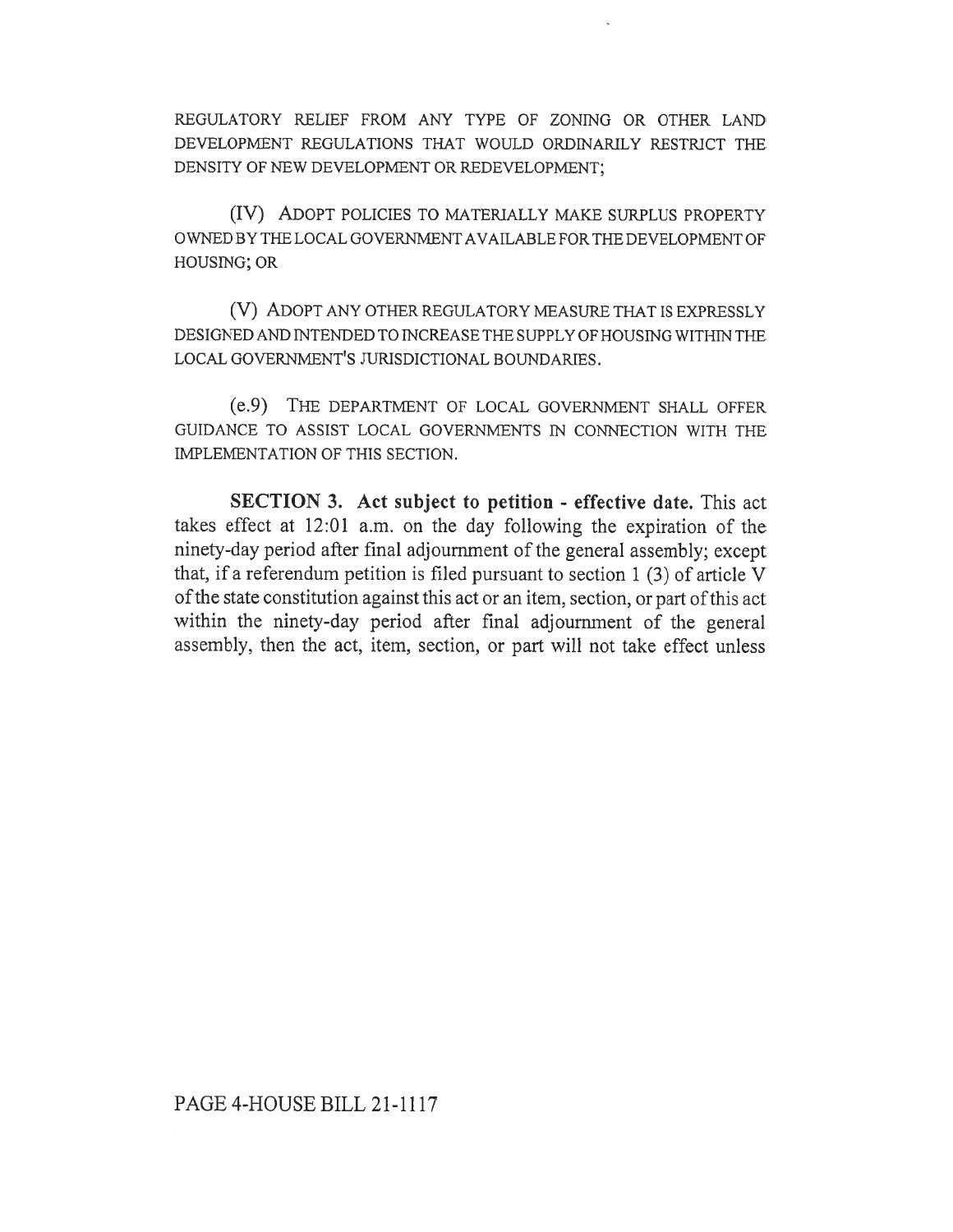REGULATORY RELIEF FROM ANY TYPE OF ZONING OR OTHER LAND DEVELOPMENT REGULATIONS THAT WOULD ORDINARILY RESTRICT THE DENSITY OF NEW DEVELOPMENT OR REDEVELOPMENT;

(IV) ADOPT POLICIES TO MATERIALLY MAKE SURPLUS PROPERTY OWNED BY THE LOCAL GOVERNMENT AVAILABLE FOR THE DEVELOPMENT OF HOUSING; OR

(V) ADOPT ANY OTHER REGULATORY MEASURE THAT IS EXPRESSLY DESIGNED AND INTENDED TO INCREASE THE SUPPLY OF HOUSING WITHIN THE LOCAL GOVERNMENT'S JURISDICTIONAL BOUNDARIES.

(e.9) THE DEPARTMENT OF LOCAL GOVERNMENT SHALL OFFER GUIDANCE TO ASSIST LOCAL GOVERNMENTS IN CONNECTION WITH THE IMPLEMENTATION OF THIS SECTION.

**SECTION 3. Act subject to petition - effective date.** This act takes effect at 12:01 a.m. on the day following the expiration of the ninety-day period after final adjournment of the general assembly; except that, if a referendum petition is filed pursuant to section 1 (3) of article V of the state constitution against this act or an item, section, or part of this act within the ninety-day period after final adjournment of the general assembly, then the act, item, section, or part will not take effect unless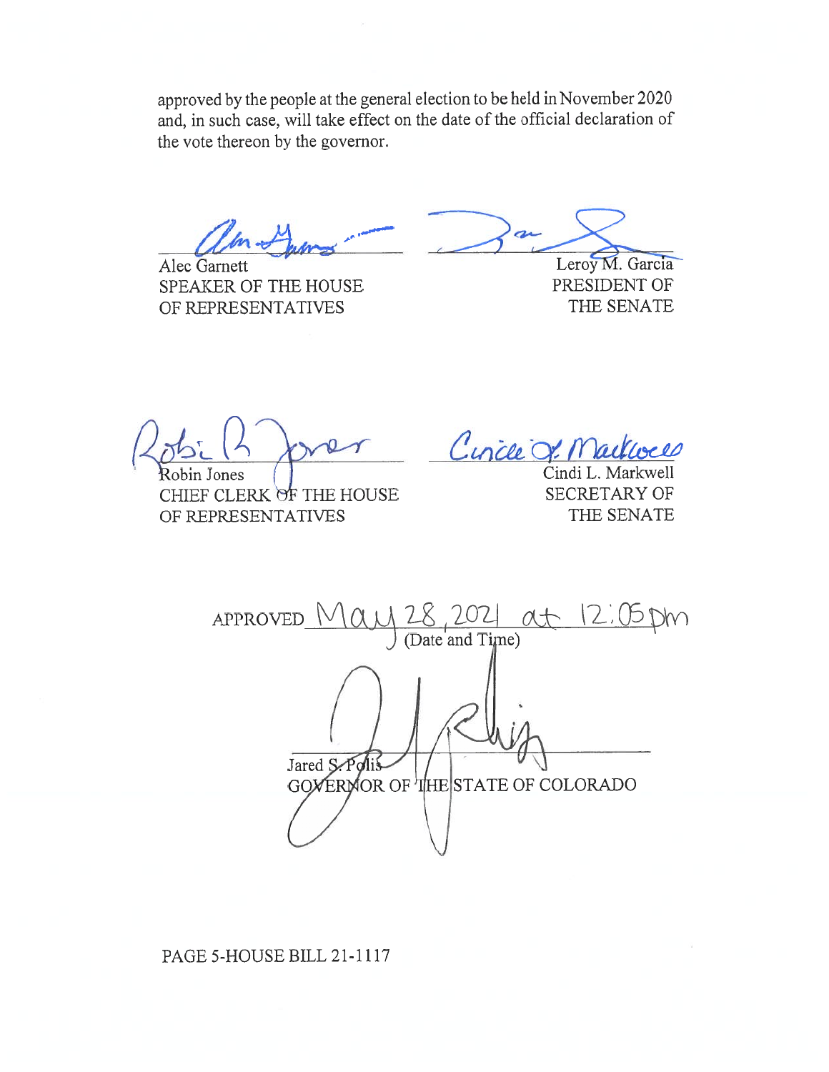approved by the people at the general election to be held in November 2020 and, in such case, will take effect on the date of the official declaration of the vote thereon by the governor.

Alec Garnett
SPEAKER OF THE HOUSE
OF REPRESENTATIVES

Leroy M. Garcia
PRESIDENT OF
THE SENATE

Robin Jones
CHIEF CLERK OF THE HOUSE
OF REPRESENTATIVES

Cindi L. Markwell
SECRETARY OF
THE SENATE

APPROVED May 28, 2021 at 12:05 pm
(Date and Time)

Jared S. Polis
GOVERNOR OF THE STATE OF COLORADO

PAGE 5-HOUSE BILL 21-1117